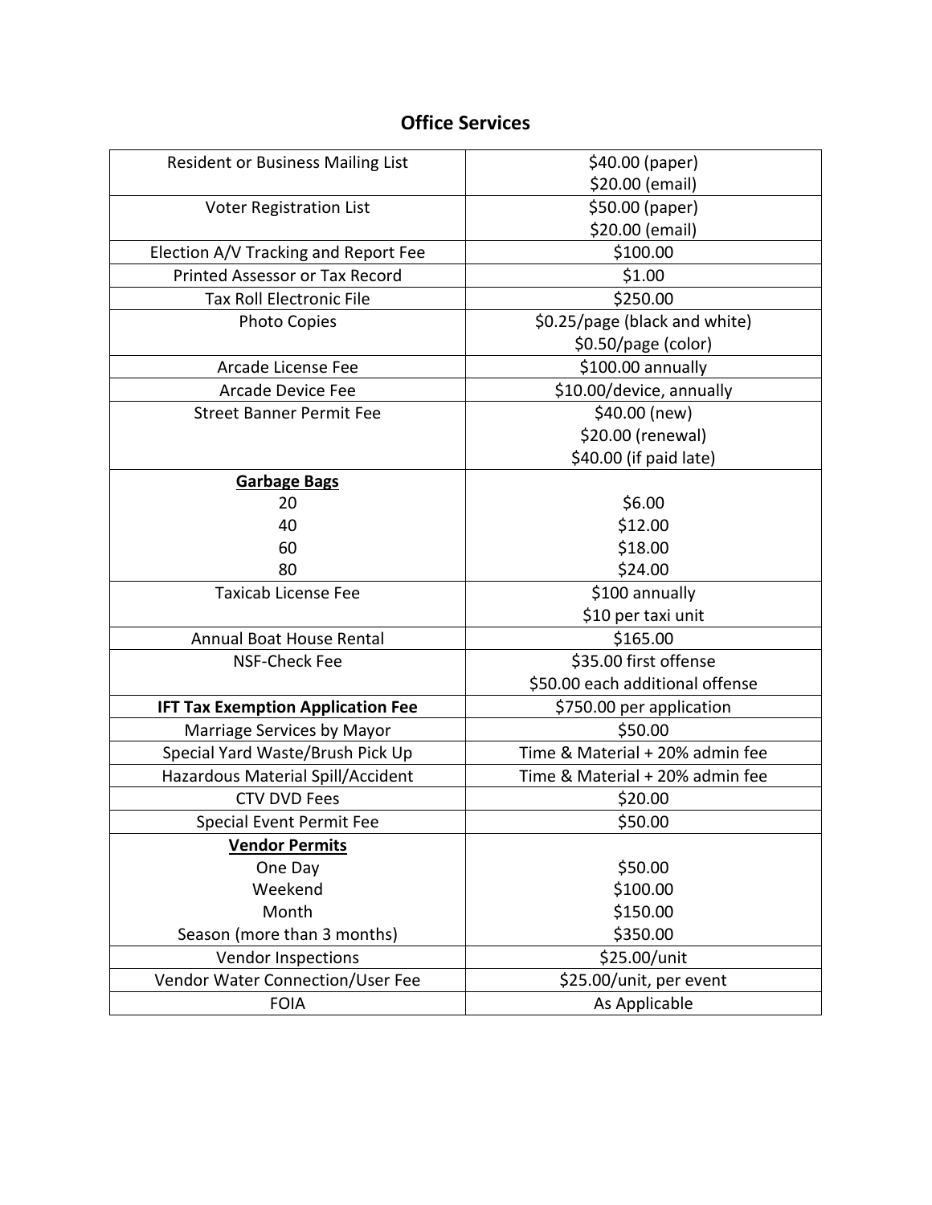## Office Services

| Service | Fee |
|---|---|
| Resident or Business Mailing List | $40.00 (paper)<br>$20.00 (email) |
| Voter Registration List | $50.00 (paper)<br>$20.00 (email) |
| Election A/V Tracking and Report Fee | $100.00 |
| Printed Assessor or Tax Record | $1.00 |
| Tax Roll Electronic File | $250.00 |
| Photo Copies | $0.25/page (black and white)<br>$0.50/page (color) |
| Arcade License Fee | $100.00 annually |
| Arcade Device Fee | $10.00/device, annually |
| Street Banner Permit Fee | $40.00 (new)<br>$20.00 (renewal)<br>$40.00 (if paid late) |
| **Garbage Bags**<br>20<br>40<br>60<br>80 | <br>$6.00<br>$12.00<br>$18.00<br>$24.00 |
| Taxicab License Fee | $100 annually<br>$10 per taxi unit |
| Annual Boat House Rental | $165.00 |
| NSF-Check Fee | $35.00 first offense<br>$50.00 each additional offense |
| **IFT Tax Exemption Application Fee** | $750.00 per application |
| Marriage Services by Mayor | $50.00 |
| Special Yard Waste/Brush Pick Up | Time & Material + 20% admin fee |
| Hazardous Material Spill/Accident | Time & Material + 20% admin fee |
| CTV DVD Fees | $20.00 |
| Special Event Permit Fee | $50.00 |
| **Vendor Permits**<br>One Day<br>Weekend<br>Month<br>Season (more than 3 months) | <br>$50.00<br>$100.00<br>$150.00<br>$350.00 |
| Vendor Inspections | $25.00/unit |
| Vendor Water Connection/User Fee | $25.00/unit, per event |
| FOIA | As Applicable |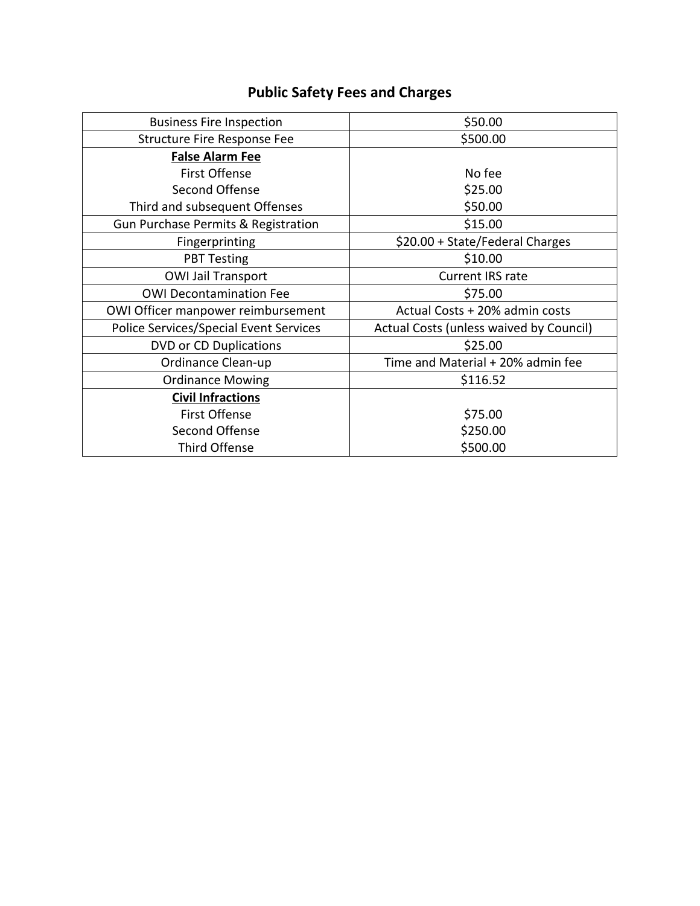## Public Safety Fees and Charges

| Item | Fee |
|---|---|
| Business Fire Inspection | $50.00 |
| Structure Fire Response Fee | $500.00 |
| **False Alarm Fee** | |
| First Offense | No fee |
| Second Offense | $25.00 |
| Third and subsequent Offenses | $50.00 |
| Gun Purchase Permits & Registration | $15.00 |
| Fingerprinting | $20.00 + State/Federal Charges |
| PBT Testing | $10.00 |
| OWI Jail Transport | Current IRS rate |
| OWI Decontamination Fee | $75.00 |
| OWI Officer manpower reimbursement | Actual Costs + 20% admin costs |
| Police Services/Special Event Services | Actual Costs (unless waived by Council) |
| DVD or CD Duplications | $25.00 |
| Ordinance Clean-up | Time and Material + 20% admin fee |
| Ordinance Mowing | $116.52 |
| **Civil Infractions** | |
| First Offense | $75.00 |
| Second Offense | $250.00 |
| Third Offense | $500.00 |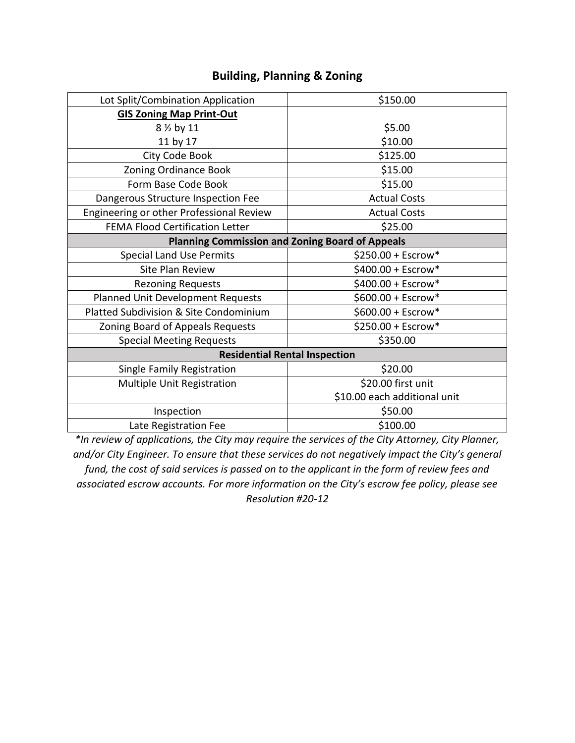## Building, Planning & Zoning

| | |
|---|---|
| Lot Split/Combination Application | $150.00 |
| **GIS Zoning Map Print-Out** | |
| 8 ½ by 11 | $5.00 |
| 11 by 17 | $10.00 |
| City Code Book | $125.00 |
| Zoning Ordinance Book | $15.00 |
| Form Base Code Book | $15.00 |
| Dangerous Structure Inspection Fee | Actual Costs |
| Engineering or other Professional Review | Actual Costs |
| FEMA Flood Certification Letter | $25.00 |
| **Planning Commission and Zoning Board of Appeals** | |
| Special Land Use Permits | $250.00 + Escrow* |
| Site Plan Review | $400.00 + Escrow* |
| Rezoning Requests | $400.00 + Escrow* |
| Planned Unit Development Requests | $600.00 + Escrow* |
| Platted Subdivision & Site Condominium | $600.00 + Escrow* |
| Zoning Board of Appeals Requests | $250.00 + Escrow* |
| Special Meeting Requests | $350.00 |
| **Residential Rental Inspection** | |
| Single Family Registration | $20.00 |
| Multiple Unit Registration | $20.00 first unit<br>$10.00 each additional unit |
| Inspection | $50.00 |
| Late Registration Fee | $100.00 |

*\*In review of applications, the City may require the services of the City Attorney, City Planner, and/or City Engineer. To ensure that these services do not negatively impact the City's general fund, the cost of said services is passed on to the applicant in the form of review fees and associated escrow accounts. For more information on the City's escrow fee policy, please see Resolution #20-12*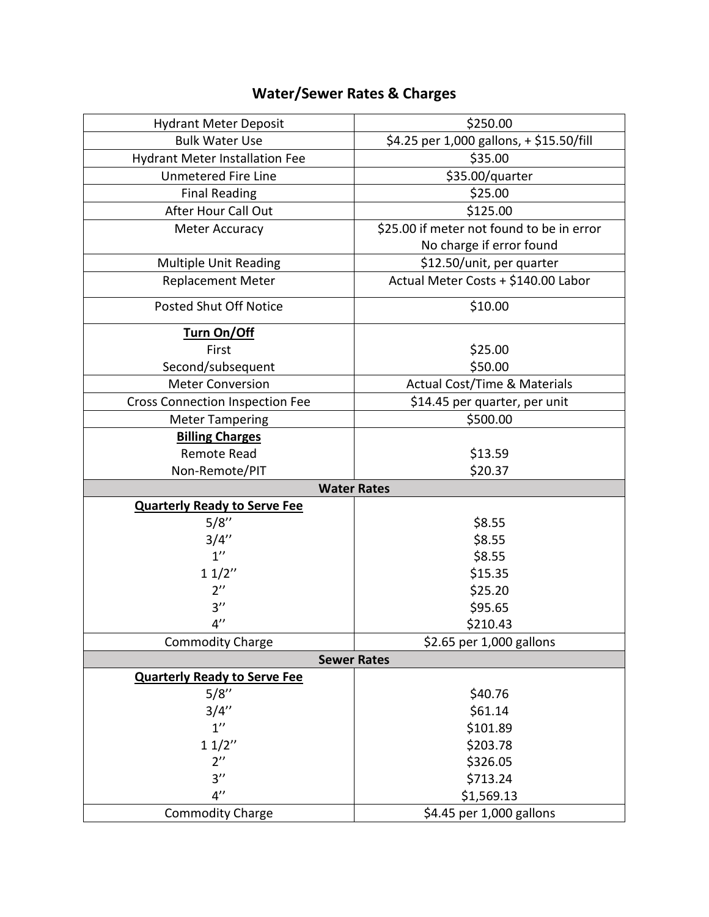# Water/Sewer Rates & Charges

| | |
|---|---|
| Hydrant Meter Deposit | $250.00 |
| Bulk Water Use | $4.25 per 1,000 gallons, + $15.50/fill |
| Hydrant Meter Installation Fee | $35.00 |
| Unmetered Fire Line | $35.00/quarter |
| Final Reading | $25.00 |
| After Hour Call Out | $125.00 |
| Meter Accuracy | $25.00 if meter not found to be in error<br>No charge if error found |
| Multiple Unit Reading | $12.50/unit, per quarter |
| Replacement Meter | Actual Meter Costs + $140.00 Labor |
| Posted Shut Off Notice | $10.00 |
| **Turn On/Off** | |
| First | $25.00 |
| Second/subsequent | $50.00 |
| Meter Conversion | Actual Cost/Time & Materials |
| Cross Connection Inspection Fee | $14.45 per quarter, per unit |
| Meter Tampering | $500.00 |
| **Billing Charges** | |
| Remote Read | $13.59 |
| Non-Remote/PIT | $20.37 |
| **Water Rates** | |
| **Quarterly Ready to Serve Fee** | |
| 5/8'' | $8.55 |
| 3/4'' | $8.55 |
| 1'' | $8.55 |
| 1 1/2'' | $15.35 |
| 2'' | $25.20 |
| 3'' | $95.65 |
| 4'' | $210.43 |
| Commodity Charge | $2.65 per 1,000 gallons |
| **Sewer Rates** | |
| **Quarterly Ready to Serve Fee** | |
| 5/8'' | $40.76 |
| 3/4'' | $61.14 |
| 1'' | $101.89 |
| 1 1/2'' | $203.78 |
| 2'' | $326.05 |
| 3'' | $713.24 |
| 4'' | $1,569.13 |
| Commodity Charge | $4.45 per 1,000 gallons |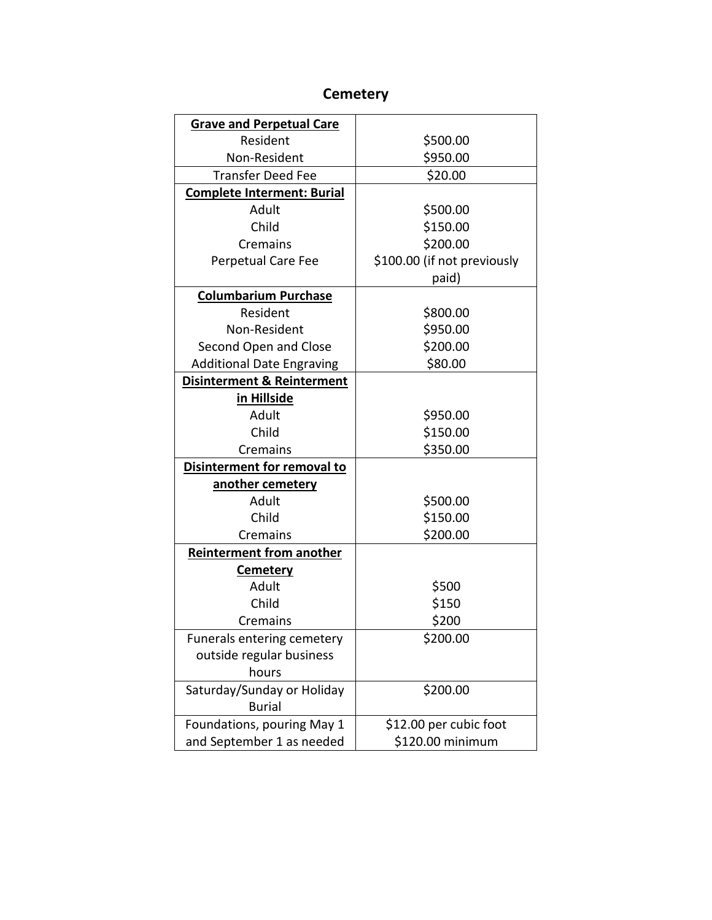# Cemetery

| Item | Fee |
|---|---|
| **Grave and Perpetual Care** | |
| Resident | $500.00 |
| Non-Resident | $950.00 |
| Transfer Deed Fee | $20.00 |
| **Complete Interment: Burial** | |
| Adult | $500.00 |
| Child | $150.00 |
| Cremains | $200.00 |
| Perpetual Care Fee | $100.00 (if not previously paid) |
| **Columbarium Purchase** | |
| Resident | $800.00 |
| Non-Resident | $950.00 |
| Second Open and Close | $200.00 |
| Additional Date Engraving | $80.00 |
| **Disinterment & Reinterment in Hillside** | |
| Adult | $950.00 |
| Child | $150.00 |
| Cremains | $350.00 |
| **Disinterment for removal to another cemetery** | |
| Adult | $500.00 |
| Child | $150.00 |
| Cremains | $200.00 |
| **Reinterment from another Cemetery** | |
| Adult | $500 |
| Child | $150 |
| Cremains | $200 |
| Funerals entering cemetery outside regular business hours | $200.00 |
| Saturday/Sunday or Holiday Burial | $200.00 |
| Foundations, pouring May 1 and September 1 as needed | $12.00 per cubic foot<br>$120.00 minimum |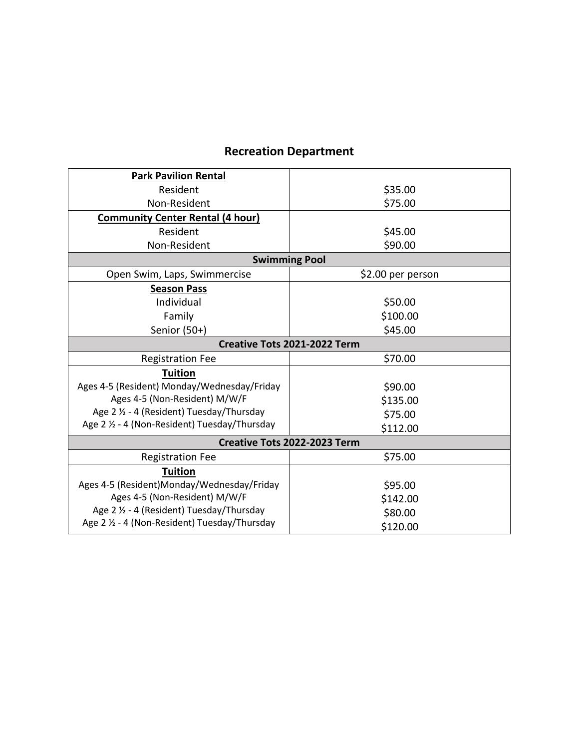## Recreation Department

| Item | Fee |
|---|---|
| **Park Pavilion Rental** | |
| Resident | $35.00 |
| Non-Resident | $75.00 |
| **Community Center Rental (4 hour)** | |
| Resident | $45.00 |
| Non-Resident | $90.00 |
| **Swimming Pool** | |
| Open Swim, Laps, Swimmercise | $2.00 per person |
| **Season Pass** | |
| Individual | $50.00 |
| Family | $100.00 |
| Senior (50+) | $45.00 |
| **Creative Tots 2021-2022 Term** | |
| Registration Fee | $70.00 |
| **Tuition** | |
| Ages 4-5 (Resident) Monday/Wednesday/Friday | $90.00 |
| Ages 4-5 (Non-Resident) M/W/F | $135.00 |
| Age 2 ½ - 4 (Resident) Tuesday/Thursday | $75.00 |
| Age 2 ½ - 4 (Non-Resident) Tuesday/Thursday | $112.00 |
| **Creative Tots 2022-2023 Term** | |
| Registration Fee | $75.00 |
| **Tuition** | |
| Ages 4-5 (Resident)Monday/Wednesday/Friday | $95.00 |
| Ages 4-5 (Non-Resident) M/W/F | $142.00 |
| Age 2 ½ - 4 (Resident) Tuesday/Thursday | $80.00 |
| Age 2 ½ - 4 (Non-Resident) Tuesday/Thursday | $120.00 |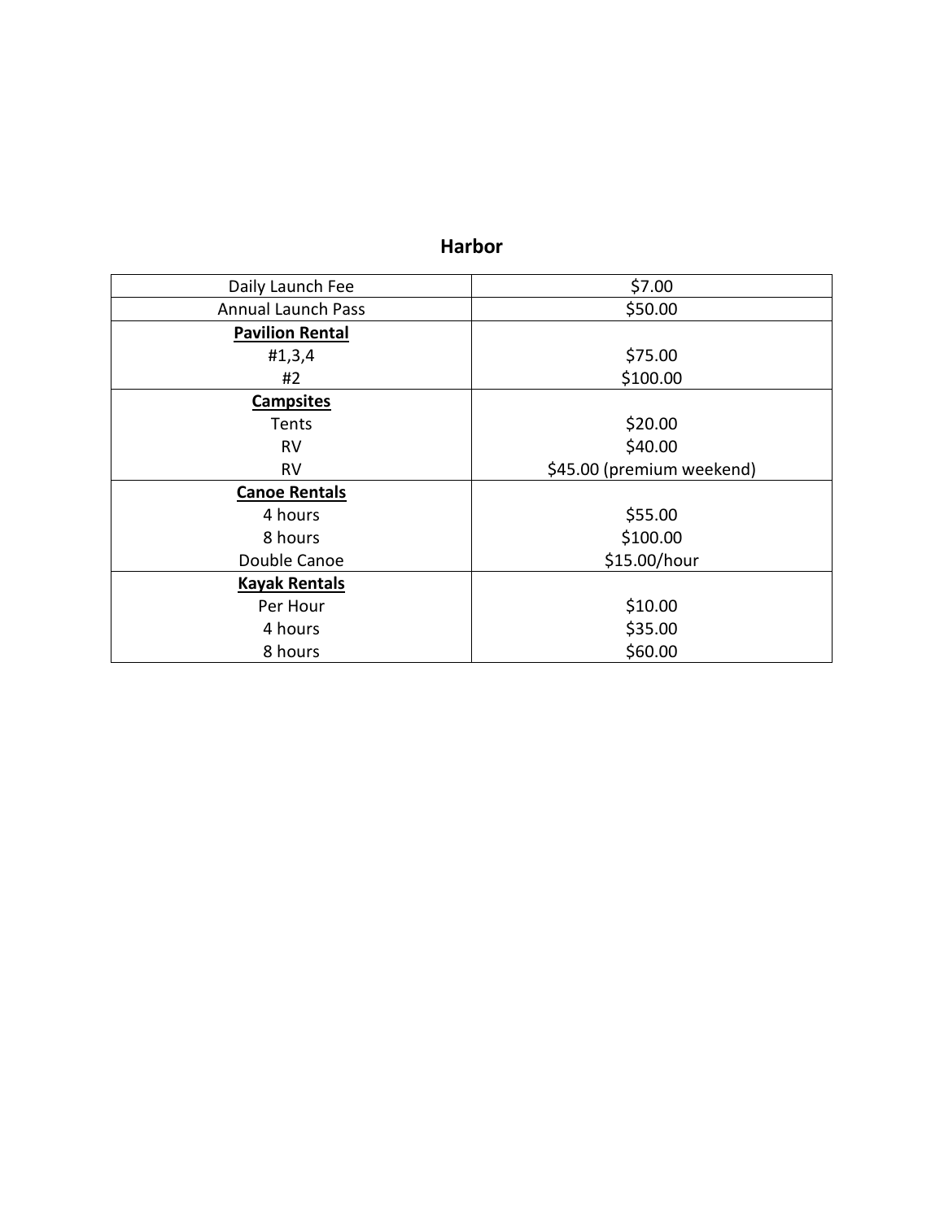## Harbor

| | |
|---|---|
| Daily Launch Fee | $7.00 |
| Annual Launch Pass | $50.00 |
| **<u>Pavilion Rental</u>** | |
| #1,3,4 | $75.00 |
| #2 | $100.00 |
| **<u>Campsites</u>** | |
| Tents | $20.00 |
| RV | $40.00 |
| RV | $45.00 (premium weekend) |
| **<u>Canoe Rentals</u>** | |
| 4 hours | $55.00 |
| 8 hours | $100.00 |
| Double Canoe | $15.00/hour |
| **<u>Kayak Rentals</u>** | |
| Per Hour | $10.00 |
| 4 hours | $35.00 |
| 8 hours | $60.00 |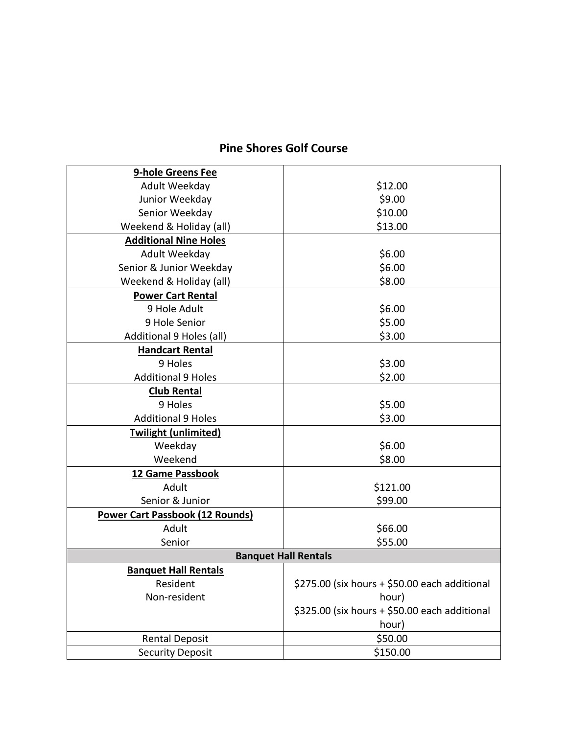# Pine Shores Golf Course

| **9-hole Greens Fee** | |
|---|---|
| Adult Weekday | $12.00 |
| Junior Weekday | $9.00 |
| Senior Weekday | $10.00 |
| Weekend & Holiday (all) | $13.00 |
| **Additional Nine Holes** | |
| Adult Weekday | $6.00 |
| Senior & Junior Weekday | $6.00 |
| Weekend & Holiday (all) | $8.00 |
| **Power Cart Rental** | |
| 9 Hole Adult | $6.00 |
| 9 Hole Senior | $5.00 |
| Additional 9 Holes (all) | $3.00 |
| **Handcart Rental** | |
| 9 Holes | $3.00 |
| Additional 9 Holes | $2.00 |
| **Club Rental** | |
| 9 Holes | $5.00 |
| Additional 9 Holes | $3.00 |
| **Twilight (unlimited)** | |
| Weekday | $6.00 |
| Weekend | $8.00 |
| **12 Game Passbook** | |
| Adult | $121.00 |
| Senior & Junior | $99.00 |
| **Power Cart Passbook (12 Rounds)** | |
| Adult | $66.00 |
| Senior | $55.00 |
| **Banquet Hall Rentals** | |
| **Banquet Hall Rentals** | |
| Resident | $275.00 (six hours + $50.00 each additional hour) |
| Non-resident | $325.00 (six hours + $50.00 each additional hour) |
| Rental Deposit | $50.00 |
| Security Deposit | $150.00 |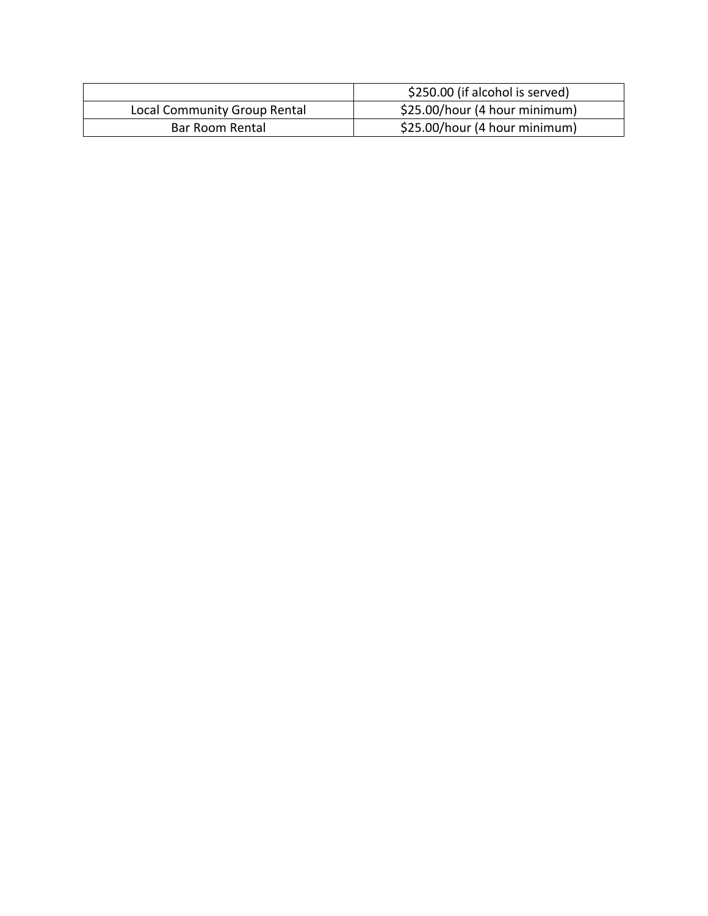| | |
|---|---|
| | $250.00 (if alcohol is served) |
| Local Community Group Rental | $25.00/hour (4 hour minimum) |
| Bar Room Rental | $25.00/hour (4 hour minimum) |